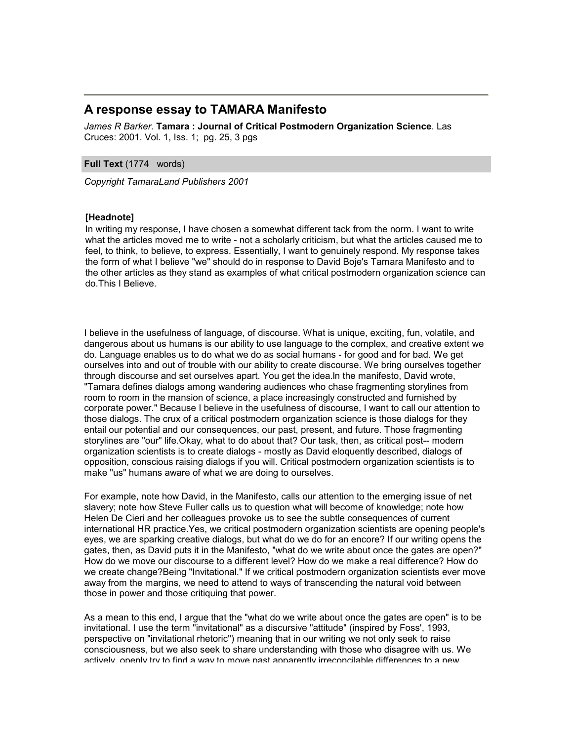# A response essay to TAMARA Manifesto

*James R Barker*. **Tamara : Journal of Critical Postmodern Organization Science**. Las Cruces: 2001. Vol. 1, Iss. 1; pg. 25, 3 pgs

**Full Text** (1774 words)

*Copyright TamaraLand Publishers 2001*

**[Headnote]**

In writing my response, I have chosen a somewhat different tack from the norm. I want to write what the articles moved me to write - not a scholarly criticism, but what the articles caused me to feel, to think, to believe, to express. Essentially, I want to genuinely respond. My response takes the form of what I believe "we" should do in response to David Boje's Tamara Manifesto and to the other articles as they stand as examples of what critical postmodern organization science can do.This I Believe.

I believe in the usefulness of language, of discourse. What is unique, exciting, fun, volatile, and dangerous about us humans is our ability to use language to the complex, and creative extent we do. Language enables us to do what we do as social humans - for good and for bad. We get ourselves into and out of trouble with our ability to create discourse. We bring ourselves together through discourse and set ourselves apart. You get the idea.In the manifesto, David wrote, "Tamara defines dialogs among wandering audiences who chase fragmenting storylines from room to room in the mansion of science, a place increasingly constructed and furnished by corporate power." Because I believe in the usefulness of discourse, I want to call our attention to those dialogs. The crux of a critical postmodern organization science is those dialogs for they entail our potential and our consequences, our past, present, and future. Those fragmenting storylines are "our" life.Okay, what to do about that? Our task, then, as critical post-- modern organization scientists is to create dialogs - mostly as David eloquently described, dialogs of opposition, conscious raising dialogs if you will. Critical postmodern organization scientists is to make "us" humans aware of what we are doing to ourselves.

For example, note how David, in the Manifesto, calls our attention to the emerging issue of net slavery; note how Steve Fuller calls us to question what will become of knowledge; note how Helen De Cieri and her colleagues provoke us to see the subtle consequences of current international HR practice.Yes, we critical postmodern organization scientists are opening people's eyes, we are sparking creative dialogs, but what do we do for an encore? If our writing opens the gates, then, as David puts it in the Manifesto, "what do we write about once the gates are open?" How do we move our discourse to a different level? How do we make a real difference? How do we create change?Being "Invitational." If we critical postmodern organization scientists ever move away from the margins, we need to attend to ways of transcending the natural void between those in power and those critiquing that power.

As a mean to this end, I argue that the "what do we write about once the gates are open" is to be invitational. I use the term "invitational" as a discursive "attitude" (inspired by Foss', 1993, perspective on "invitational rhetoric") meaning that in our writing we not only seek to raise consciousness, but we also seek to share understanding with those who disagree with us. We actively, openly try to find a way to move past apparently irreconcilable differences to a new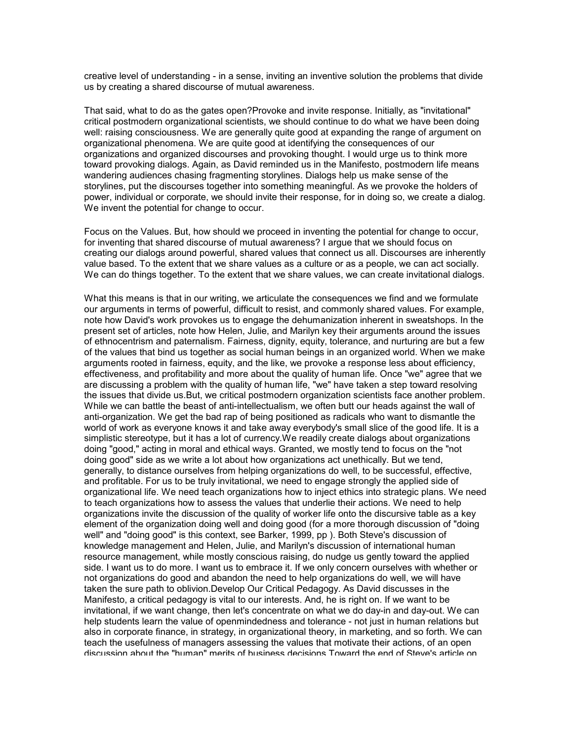creative level of understanding - in a sense, inviting an inventive solution the problems that divide us by creating a shared discourse of mutual awareness.

That said, what to do as the gates open?Provoke and invite response. Initially, as "invitational" critical postmodern organizational scientists, we should continue to do what we have been doing well: raising consciousness. We are generally quite good at expanding the range of argument on organizational phenomena. We are quite good at identifying the consequences of our organizations and organized discourses and provoking thought. I would urge us to think more toward provoking dialogs. Again, as David reminded us in the Manifesto, postmodern life means wandering audiences chasing fragmenting storylines. Dialogs help us make sense of the storylines, put the discourses together into something meaningful. As we provoke the holders of power, individual or corporate, we should invite their response, for in doing so, we create a dialog. We invent the potential for change to occur.

Focus on the Values. But, how should we proceed in inventing the potential for change to occur, for inventing that shared discourse of mutual awareness? I argue that we should focus on creating our dialogs around powerful, shared values that connect us all. Discourses are inherently value based. To the extent that we share values as a culture or as a people, we can act socially. We can do things together. To the extent that we share values, we can create invitational dialogs.

What this means is that in our writing, we articulate the consequences we find and we formulate our arguments in terms of powerful, difficult to resist, and commonly shared values. For example, note how David's work provokes us to engage the dehumanization inherent in sweatshops. In the present set of articles, note how Helen, Julie, and Marilyn key their arguments around the issues of ethnocentrism and paternalism. Fairness, dignity, equity, tolerance, and nurturing are but a few of the values that bind us together as social human beings in an organized world. When we make arguments rooted in fairness, equity, and the like, we provoke a response less about efficiency, effectiveness, and profitability and more about the quality of human life. Once "we" agree that we are discussing a problem with the quality of human life, "we" have taken a step toward resolving the issues that divide us.But, we critical postmodern organization scientists face another problem. While we can battle the beast of anti-intellectualism, we often butt our heads against the wall of anti-organization. We get the bad rap of being positioned as radicals who want to dismantle the world of work as everyone knows it and take away everybody's small slice of the good life. It is a simplistic stereotype, but it has a lot of currency.We readily create dialogs about organizations doing "good," acting in moral and ethical ways. Granted, we mostly tend to focus on the "not doing good" side as we write a lot about how organizations act unethically. But we tend, generally, to distance ourselves from helping organizations do well, to be successful, effective, and profitable. For us to be truly invitational, we need to engage strongly the applied side of organizational life. We need teach organizations how to inject ethics into strategic plans. We need to teach organizations how to assess the values that underlie their actions. We need to help organizations invite the discussion of the quality of worker life onto the discursive table as a key element of the organization doing well and doing good (for a more thorough discussion of "doing well" and "doing good" is this context, see Barker, 1999, pp ). Both Steve's discussion of knowledge management and Helen, Julie, and Marilyn's discussion of international human resource management, while mostly conscious raising, do nudge us gently toward the applied side. I want us to do more. I want us to embrace it. If we only concern ourselves with whether or not organizations do good and abandon the need to help organizations do well, we will have taken the sure path to oblivion.Develop Our Critical Pedagogy. As David discusses in the Manifesto, a critical pedagogy is vital to our interests. And, he is right on. If we want to be invitational, if we want change, then let's concentrate on what we do day-in and day-out. We can help students learn the value of openmindedness and tolerance - not just in human relations but also in corporate finance, in strategy, in organizational theory, in marketing, and so forth. We can teach the usefulness of managers assessing the values that motivate their actions, of an open discussion about the "human" merits of business decisions.Toward the end of Steve's article on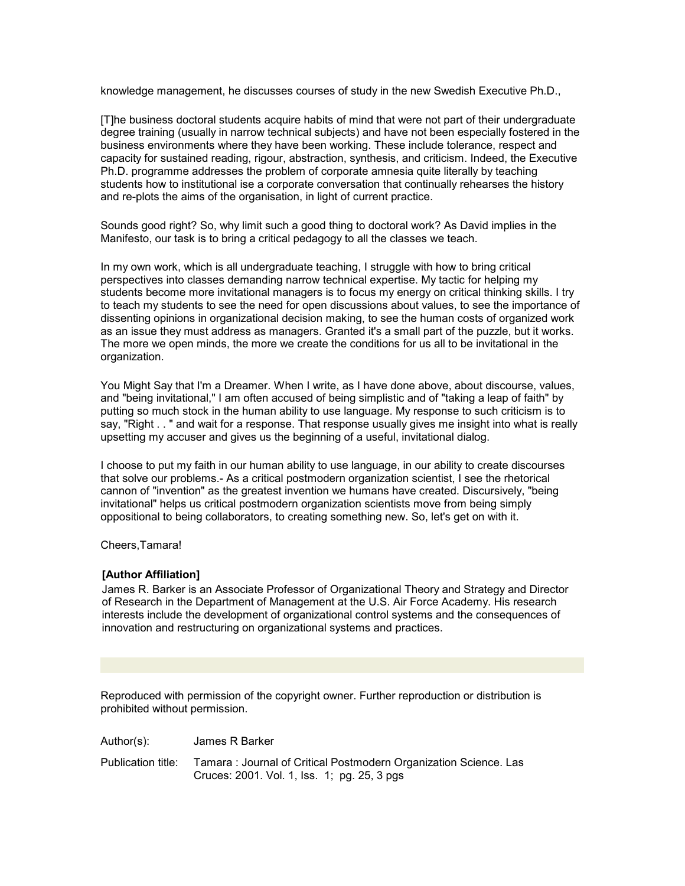knowledge management, he discusses courses of study in the new Swedish Executive Ph.D.,

[T]he business doctoral students acquire habits of mind that were not part of their undergraduate degree training (usually in narrow technical subjects) and have not been especially fostered in the business environments where they have been working. These include tolerance, respect and capacity for sustained reading, rigour, abstraction, synthesis, and criticism. Indeed, the Executive Ph.D. programme addresses the problem of corporate amnesia quite literally by teaching students how to institutional ise a corporate conversation that continually rehearses the history and re-plots the aims of the organisation, in light of current practice.

Sounds good right? So, why limit such a good thing to doctoral work? As David implies in the Manifesto, our task is to bring a critical pedagogy to all the classes we teach.

In my own work, which is all undergraduate teaching, I struggle with how to bring critical perspectives into classes demanding narrow technical expertise. My tactic for helping my students become more invitational managers is to focus my energy on critical thinking skills. I try to teach my students to see the need for open discussions about values, to see the importance of dissenting opinions in organizational decision making, to see the human costs of organized work as an issue they must address as managers. Granted it's a small part of the puzzle, but it works. The more we open minds, the more we create the conditions for us all to be invitational in the organization.

You Might Say that I'm a Dreamer. When I write, as I have done above, about discourse, values, and "being invitational," I am often accused of being simplistic and of "taking a leap of faith" by putting so much stock in the human ability to use language. My response to such criticism is to say, "Right . . " and wait for a response. That response usually gives me insight into what is really upsetting my accuser and gives us the beginning of a useful, invitational dialog.

I choose to put my faith in our human ability to use language, in our ability to create discourses that solve our problems.- As a critical postmodern organization scientist, I see the rhetorical cannon of "invention" as the greatest invention we humans have created. Discursively, "being invitational" helps us critical postmodern organization scientists move from being simply oppositional to being collaborators, to creating something new. So, let's get on with it.

Cheers,Tamara!

**[Author Affiliation]**

James R. Barker is an Associate Professor of Organizational Theory and Strategy and Director of Research in the Department of Management at the U.S. Air Force Academy. His research interests include the development of organizational control systems and the consequences of innovation and restructuring on organizational systems and practices.

Reproduced with permission of the copyright owner. Further reproduction or distribution is prohibited without permission.

| | |
|---|---|
| Author(s): | James R Barker |
| Publication title: | Tamara : Journal of Critical Postmodern Organization Science. Las Cruces: 2001. Vol. 1, Iss. 1; pg. 25, 3 pgs |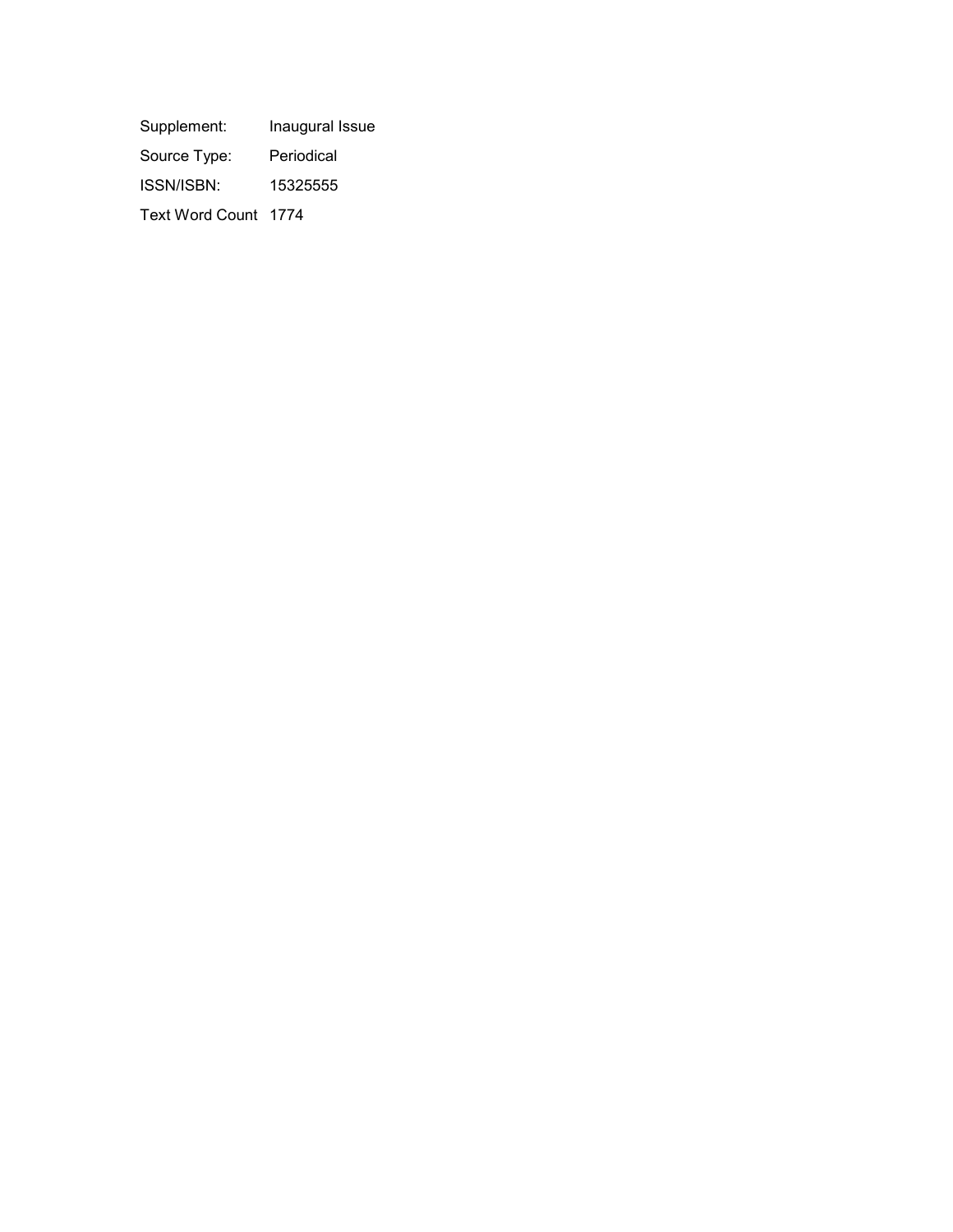| | |
|---|---|
| Supplement: | Inaugural Issue |
| Source Type: | Periodical |
| ISSN/ISBN: | 15325555 |
| Text Word Count | 1774 |